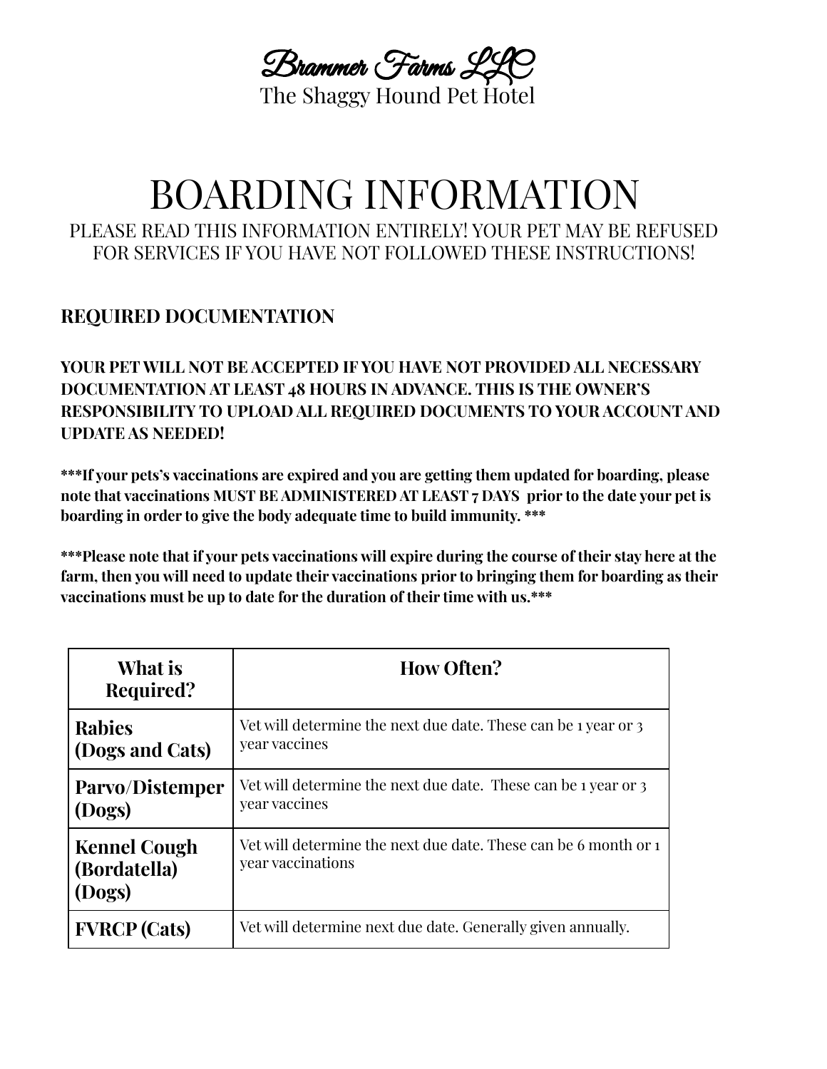# Brammer Farms LLC

The Shaggy Hound Pet Hotel

# BOARDING INFORMATION

PLEASE READ THIS INFORMATION ENTIRELY! YOUR PET MAY BE REFUSED FOR SERVICES IF YOU HAVE NOT FOLLOWED THESE INSTRUCTIONS!

## REQUIRED DOCUMENTATION

**YOUR PET WILL NOT BE ACCEPTED IF YOU HAVE NOT PROVIDED ALL NECESSARY DOCUMENTATION AT LEAST 48 HOURS IN ADVANCE. THIS IS THE OWNER'S RESPONSIBILITY TO UPLOAD ALL REQUIRED DOCUMENTS TO YOUR ACCOUNT AND UPDATE AS NEEDED!**

**\*\*\*If your pets's vaccinations are expired and you are getting them updated for boarding, please note that vaccinations MUST BE ADMINISTERED AT LEAST 7 DAYS prior to the date your pet is boarding in order to give the body adequate time to build immunity. \*\*\***

**\*\*\*Please note that if your pets vaccinations will expire during the course of their stay here at the farm, then you will need to update their vaccinations prior to bringing them for boarding as their vaccinations must be up to date for the duration of their time with us.\*\*\***

| What is Required? | How Often? |
|---|---|
| **Rabies (Dogs and Cats)** | Vet will determine the next due date. These can be 1 year or 3 year vaccines |
| **Parvo/Distemper (Dogs)** | Vet will determine the next due date. These can be 1 year or 3 year vaccines |
| **Kennel Cough (Bordatella) (Dogs)** | Vet will determine the next due date. These can be 6 month or 1 year vaccinations |
| **FVRCP (Cats)** | Vet will determine next due date. Generally given annually. |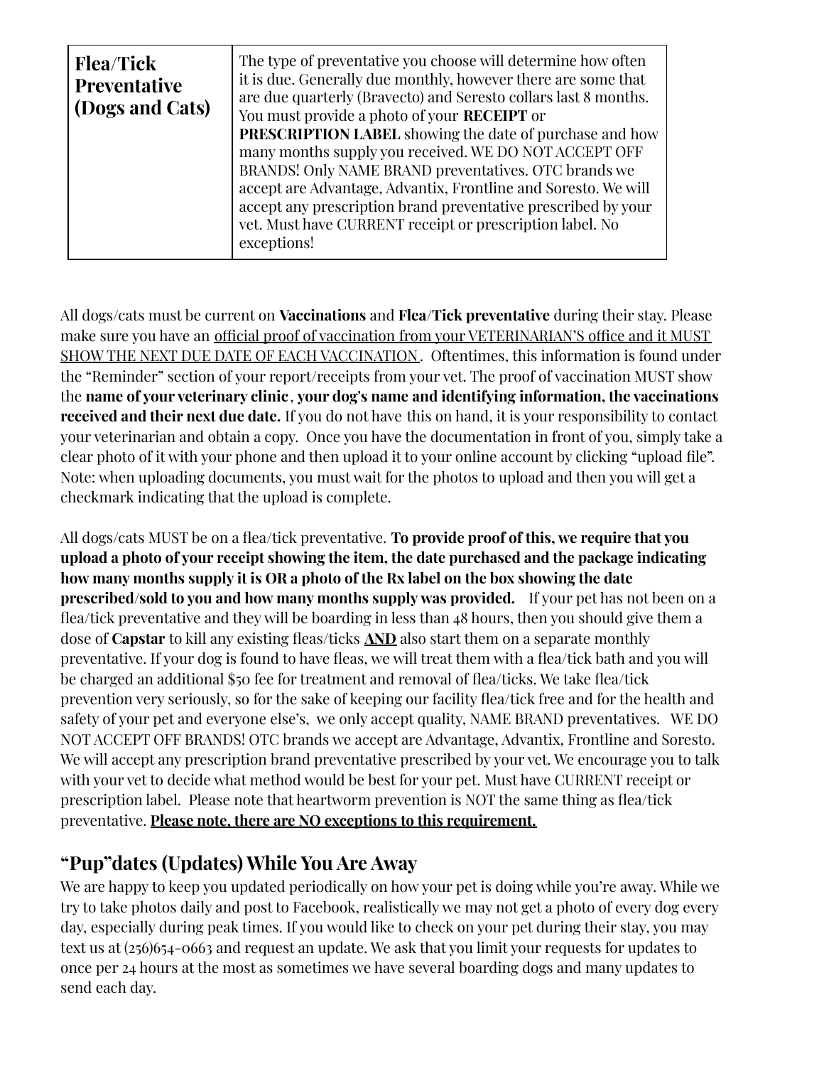| **Flea/Tick Preventative (Dogs and Cats)** | The type of preventative you choose will determine how often it is due. Generally due monthly, however there are some that are due quarterly (Bravecto) and Seresto collars last 8 months. You must provide a photo of your **RECEIPT** or **PRESCRIPTION LABEL** showing the date of purchase and how many months supply you received. WE DO NOT ACCEPT OFF BRANDS! Only NAME BRAND preventatives. OTC brands we accept are Advantage, Advantix, Frontline and Soresto. We will accept any prescription brand preventative prescribed by your vet. Must have CURRENT receipt or prescription label. No exceptions! |
|---|---|

All dogs/cats must be current on **Vaccinations** and **Flea/Tick preventative** during their stay. Please make sure you have an <u>official proof of vaccination from your VETERINARIAN'S office and it MUST SHOW THE NEXT DUE DATE OF EACH VACCINATION</u>. Oftentimes, this information is found under the "Reminder" section of your report/receipts from your vet. The proof of vaccination MUST show the **name of your veterinary clinic**, **your dog's name and identifying information, the vaccinations received and their next due date.** If you do not have this on hand, it is your responsibility to contact your veterinarian and obtain a copy. Once you have the documentation in front of you, simply take a clear photo of it with your phone and then upload it to your online account by clicking "upload file". Note: when uploading documents, you must wait for the photos to upload and then you will get a checkmark indicating that the upload is complete.

All dogs/cats MUST be on a flea/tick preventative. **To provide proof of this, we require that you upload a photo of your receipt showing the item, the date purchased and the package indicating how many months supply it is OR a photo of the Rx label on the box showing the date prescribed/sold to you and how many months supply was provided.** If your pet has not been on a flea/tick preventative and they will be boarding in less than 48 hours, then you should give them a dose of **Capstar** to kill any existing fleas/ticks **<u>AND</u>** also start them on a separate monthly preventative. If your dog is found to have fleas, we will treat them with a flea/tick bath and you will be charged an additional $50 fee for treatment and removal of flea/ticks. We take flea/tick prevention very seriously, so for the sake of keeping our facility flea/tick free and for the health and safety of your pet and everyone else's, we only accept quality, NAME BRAND preventatives. WE DO NOT ACCEPT OFF BRANDS! OTC brands we accept are Advantage, Advantix, Frontline and Soresto. We will accept any prescription brand preventative prescribed by your vet. We encourage you to talk with your vet to decide what method would be best for your pet. Must have CURRENT receipt or prescription label. Please note that heartworm prevention is NOT the same thing as flea/tick preventative. **<u>Please note, there are NO exceptions to this requirement.</u>**

## "Pup"dates (Updates) While You Are Away

We are happy to keep you updated periodically on how your pet is doing while you're away. While we try to take photos daily and post to Facebook, realistically we may not get a photo of every dog every day, especially during peak times. If you would like to check on your pet during their stay, you may text us at (256)654-0663 and request an update. We ask that you limit your requests for updates to once per 24 hours at the most as sometimes we have several boarding dogs and many updates to send each day.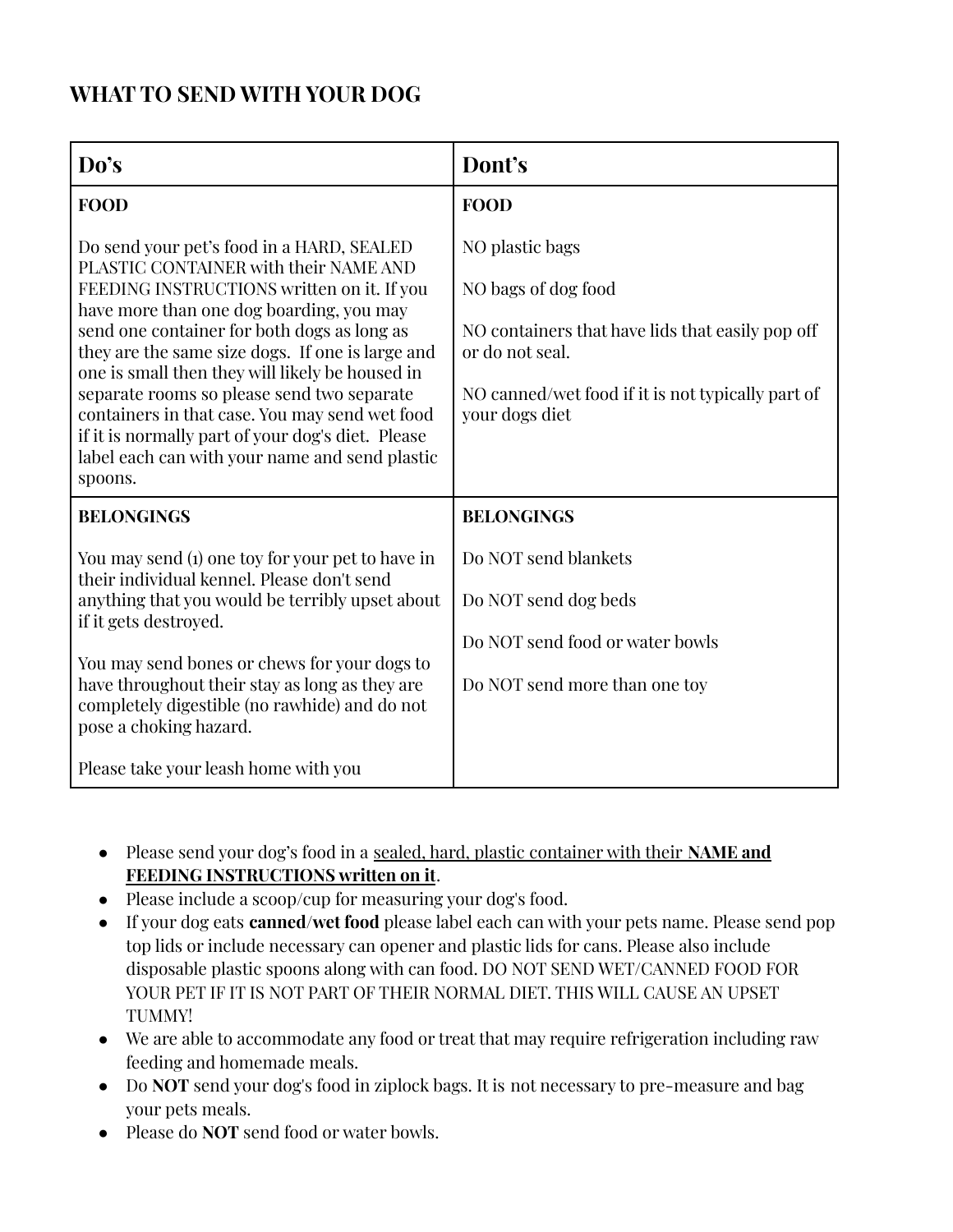## WHAT TO SEND WITH YOUR DOG

| Do's | Dont's |
| --- | --- |
| **FOOD**<br><br>Do send your pet's food in a HARD, SEALED PLASTIC CONTAINER with their NAME AND FEEDING INSTRUCTIONS written on it. If you have more than one dog boarding, you may send one container for both dogs as long as they are the same size dogs. If one is large and one is small then they will likely be housed in separate rooms so please send two separate containers in that case. You may send wet food if it is normally part of your dog's diet. Please label each can with your name and send plastic spoons. | **FOOD**<br><br>NO plastic bags<br><br>NO bags of dog food<br><br>NO containers that have lids that easily pop off or do not seal.<br><br>NO canned/wet food if it is not typically part of your dogs diet |
| **BELONGINGS**<br><br>You may send (1) one toy for your pet to have in their individual kennel. Please don't send anything that you would be terribly upset about if it gets destroyed.<br><br>You may send bones or chews for your dogs to have throughout their stay as long as they are completely digestible (no rawhide) and do not pose a choking hazard.<br><br>Please take your leash home with you | **BELONGINGS**<br><br>Do NOT send blankets<br><br>Do NOT send dog beds<br><br>Do NOT send food or water bowls<br><br>Do NOT send more than one toy |

- Please send your dog's food in a sealed, hard, plastic container with their **NAME and FEEDING INSTRUCTIONS written on it**.
- Please include a scoop/cup for measuring your dog's food.
- If your dog eats **canned**/**wet food** please label each can with your pets name. Please send pop top lids or include necessary can opener and plastic lids for cans. Please also include disposable plastic spoons along with can food. DO NOT SEND WET/CANNED FOOD FOR YOUR PET IF IT IS NOT PART OF THEIR NORMAL DIET. THIS WILL CAUSE AN UPSET TUMMY!
- We are able to accommodate any food or treat that may require refrigeration including raw feeding and homemade meals.
- Do **NOT** send your dog's food in ziplock bags. It is not necessary to pre-measure and bag your pets meals.
- Please do **NOT** send food or water bowls.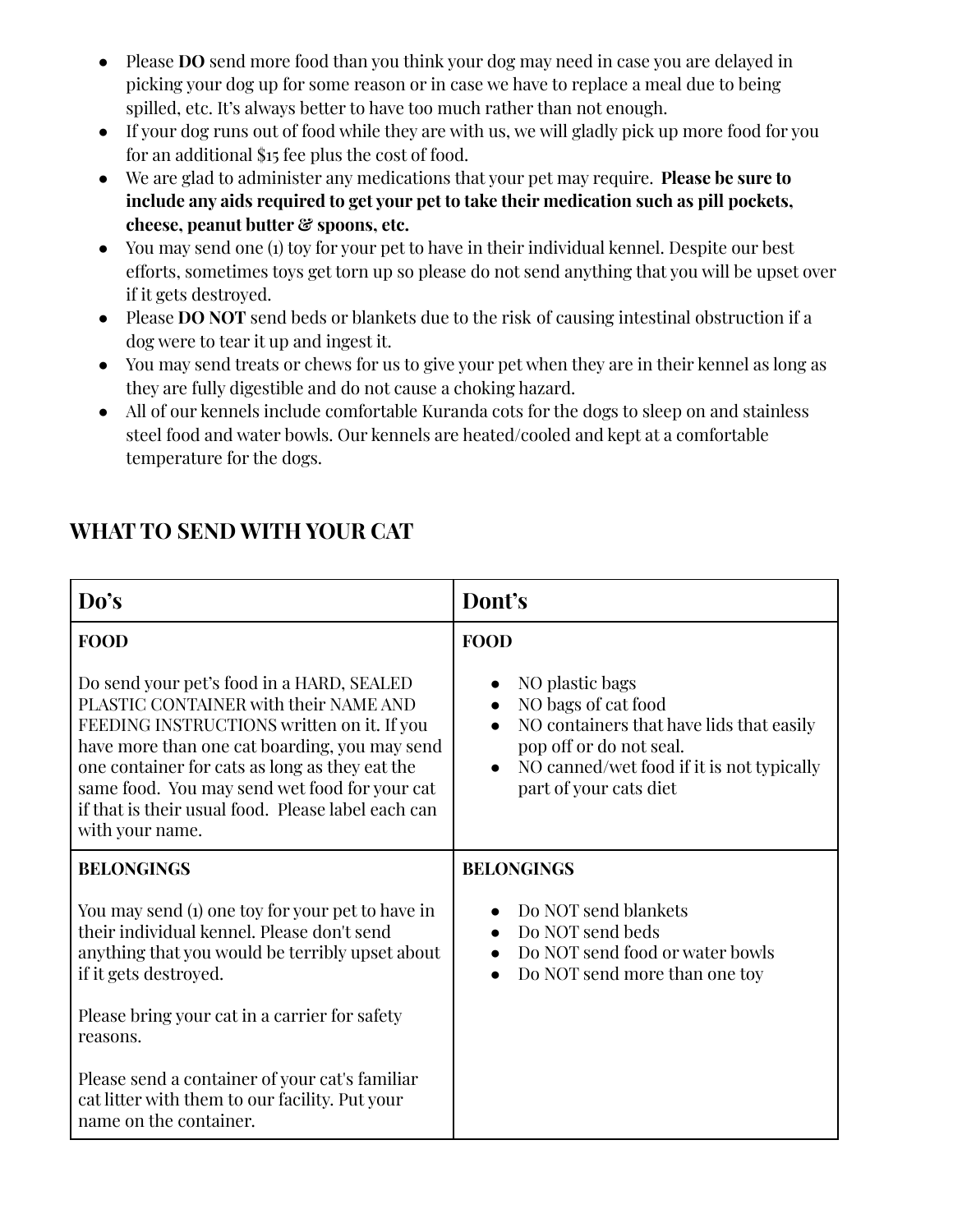- Please **DO** send more food than you think your dog may need in case you are delayed in picking your dog up for some reason or in case we have to replace a meal due to being spilled, etc. It's always better to have too much rather than not enough.
- If your dog runs out of food while they are with us, we will gladly pick up more food for you for an additional $15 fee plus the cost of food.
- We are glad to administer any medications that your pet may require. **Please be sure to include any aids required to get your pet to take their medication such as pill pockets, cheese, peanut butter & spoons, etc.**
- You may send one (1) toy for your pet to have in their individual kennel. Despite our best efforts, sometimes toys get torn up so please do not send anything that you will be upset over if it gets destroyed.
- Please **DO NOT** send beds or blankets due to the risk of causing intestinal obstruction if a dog were to tear it up and ingest it.
- You may send treats or chews for us to give your pet when they are in their kennel as long as they are fully digestible and do not cause a choking hazard.
- All of our kennels include comfortable Kuranda cots for the dogs to sleep on and stainless steel food and water bowls. Our kennels are heated/cooled and kept at a comfortable temperature for the dogs.

## WHAT TO SEND WITH YOUR CAT

| Do's | Dont's |
| --- | --- |
| **FOOD**<br><br>Do send your pet's food in a HARD, SEALED PLASTIC CONTAINER with their NAME AND FEEDING INSTRUCTIONS written on it. If you have more than one cat boarding, you may send one container for cats as long as they eat the same food. You may send wet food for your cat if that is their usual food. Please label each can with your name. | **FOOD**<br><br>• NO plastic bags<br>• NO bags of cat food<br>• NO containers that have lids that easily pop off or do not seal.<br>• NO canned/wet food if it is not typically part of your cats diet |
| **BELONGINGS**<br><br>You may send (1) one toy for your pet to have in their individual kennel. Please don't send anything that you would be terribly upset about if it gets destroyed.<br><br>Please bring your cat in a carrier for safety reasons.<br><br>Please send a container of your cat's familiar cat litter with them to our facility. Put your name on the container. | **BELONGINGS**<br><br>• Do NOT send blankets<br>• Do NOT send beds<br>• Do NOT send food or water bowls<br>• Do NOT send more than one toy |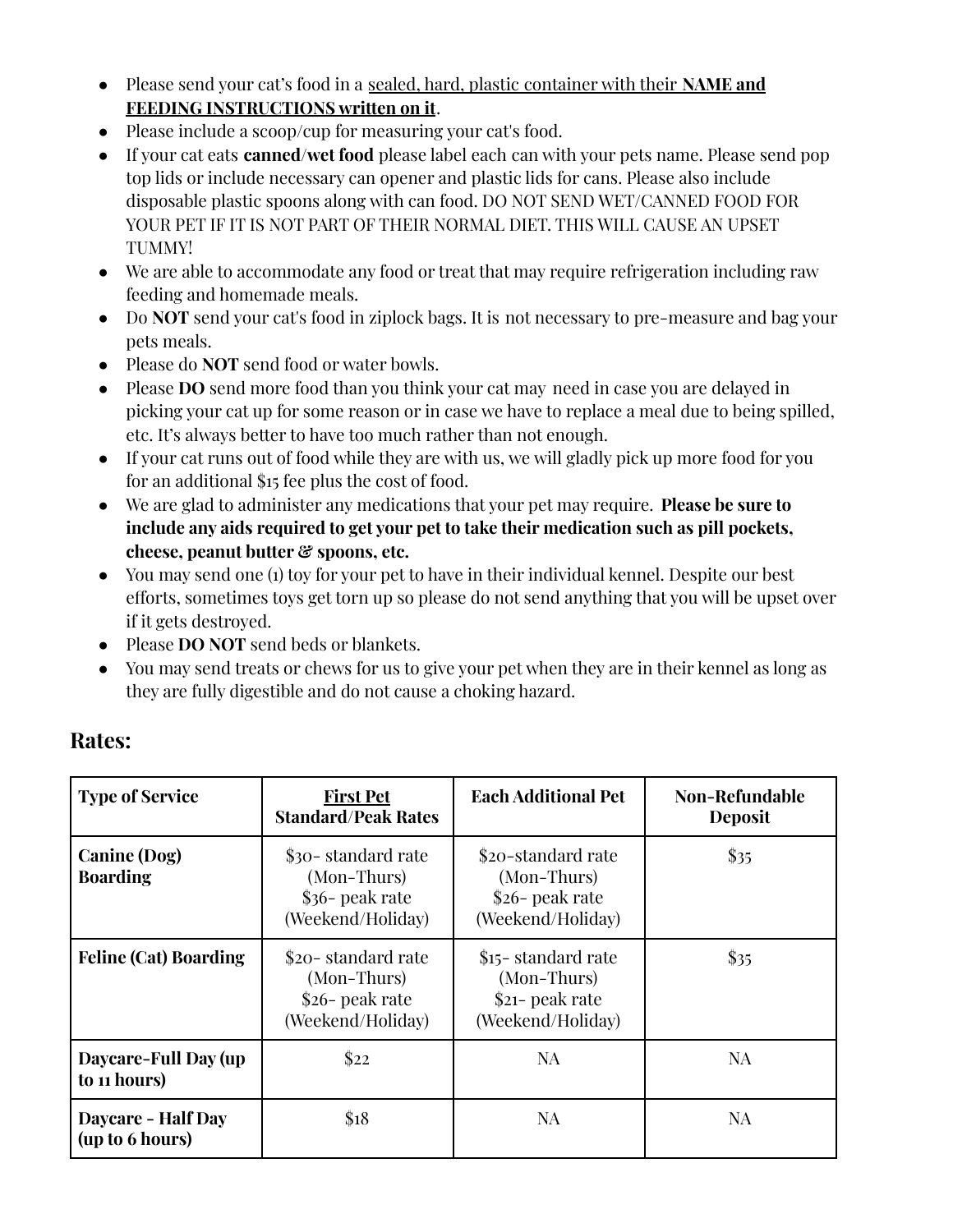- Please send your cat's food in a <u>sealed, hard, plastic container with their **NAME and FEEDING INSTRUCTIONS written on it**</u>.
- Please include a scoop/cup for measuring your cat's food.
- If your cat eats **canned/wet food** please label each can with your pets name. Please send pop top lids or include necessary can opener and plastic lids for cans. Please also include disposable plastic spoons along with can food. DO NOT SEND WET/CANNED FOOD FOR YOUR PET IF IT IS NOT PART OF THEIR NORMAL DIET. THIS WILL CAUSE AN UPSET TUMMY!
- We are able to accommodate any food or treat that may require refrigeration including raw feeding and homemade meals.
- Do **NOT** send your cat's food in ziplock bags. It is not necessary to pre-measure and bag your pets meals.
- Please do **NOT** send food or water bowls.
- Please **DO** send more food than you think your cat may need in case you are delayed in picking your cat up for some reason or in case we have to replace a meal due to being spilled, etc. It's always better to have too much rather than not enough.
- If your cat runs out of food while they are with us, we will gladly pick up more food for you for an additional $15 fee plus the cost of food.
- We are glad to administer any medications that your pet may require. **Please be sure to include any aids required to get your pet to take their medication such as pill pockets, cheese, peanut butter & spoons, etc.**
- You may send one (1) toy for your pet to have in their individual kennel. Despite our best efforts, sometimes toys get torn up so please do not send anything that you will be upset over if it gets destroyed.
- Please **DO NOT** send beds or blankets.
- You may send treats or chews for us to give your pet when they are in their kennel as long as they are fully digestible and do not cause a choking hazard.

## Rates:

| Type of Service | <u>First Pet</u> Standard/Peak Rates | Each Additional Pet | Non-Refundable Deposit |
|---|---|---|---|
| **Canine (Dog) Boarding** | $30- standard rate (Mon-Thurs) $36- peak rate (Weekend/Holiday) | $20-standard rate (Mon-Thurs) $26- peak rate (Weekend/Holiday) | $35 |
| **Feline (Cat) Boarding** | $20- standard rate (Mon-Thurs) $26- peak rate (Weekend/Holiday) | $15- standard rate (Mon-Thurs) $21- peak rate (Weekend/Holiday) | $35 |
| **Daycare-Full Day (up to 11 hours)** | $22 | NA | NA |
| **Daycare - Half Day (up to 6 hours)** | $18 | NA | NA |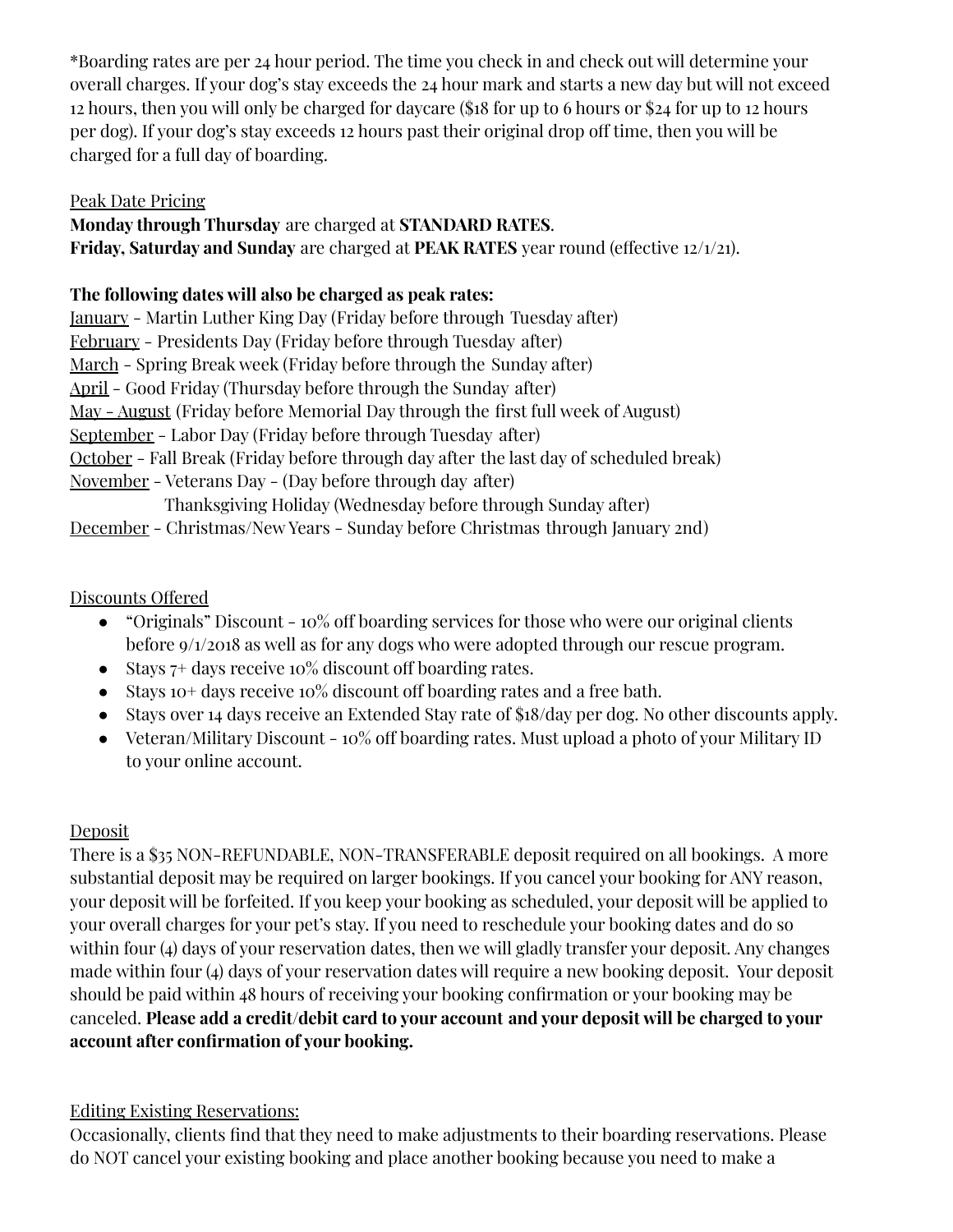*Boarding rates are per 24 hour period. The time you check in and check out will determine your overall charges. If your dog's stay exceeds the 24 hour mark and starts a new day but will not exceed 12 hours, then you will only be charged for daycare ($18 for up to 6 hours or $24 for up to 12 hours per dog). If your dog's stay exceeds 12 hours past their original drop off time, then you will be charged for a full day of boarding.

Peak Date Pricing

**Monday through Thursday** are charged at **STANDARD RATES**.
**Friday, Saturday and Sunday** are charged at **PEAK RATES** year round (effective 12/1/21).

**The following dates will also be charged as peak rates:**

January - Martin Luther King Day (Friday before through Tuesday after)
February - Presidents Day (Friday before through Tuesday after)
March - Spring Break week (Friday before through the Sunday after)
April - Good Friday (Thursday before through the Sunday after)
May - August (Friday before Memorial Day through the first full week of August)
September - Labor Day (Friday before through Tuesday after)
October - Fall Break (Friday before through day after the last day of scheduled break)
November - Veterans Day - (Day before through day after)
Thanksgiving Holiday (Wednesday before through Sunday after)
December - Christmas/New Years - Sunday before Christmas through January 2nd)

Discounts Offered

- "Originals" Discount - 10% off boarding services for those who were our original clients before 9/1/2018 as well as for any dogs who were adopted through our rescue program.
- Stays 7+ days receive 10% discount off boarding rates.
- Stays 10+ days receive 10% discount off boarding rates and a free bath.
- Stays over 14 days receive an Extended Stay rate of $18/day per dog. No other discounts apply.
- Veteran/Military Discount - 10% off boarding rates. Must upload a photo of your Military ID to your online account.

Deposit

There is a $35 NON-REFUNDABLE, NON-TRANSFERABLE deposit required on all bookings. A more substantial deposit may be required on larger bookings. If you cancel your booking for ANY reason, your deposit will be forfeited. If you keep your booking as scheduled, your deposit will be applied to your overall charges for your pet's stay. If you need to reschedule your booking dates and do so within four (4) days of your reservation dates, then we will gladly transfer your deposit. Any changes made within four (4) days of your reservation dates will require a new booking deposit. Your deposit should be paid within 48 hours of receiving your booking confirmation or your booking may be canceled. **Please add a credit/debit card to your account and your deposit will be charged to your account after confirmation of your booking.**

Editing Existing Reservations:

Occasionally, clients find that they need to make adjustments to their boarding reservations. Please do NOT cancel your existing booking and place another booking because you need to make a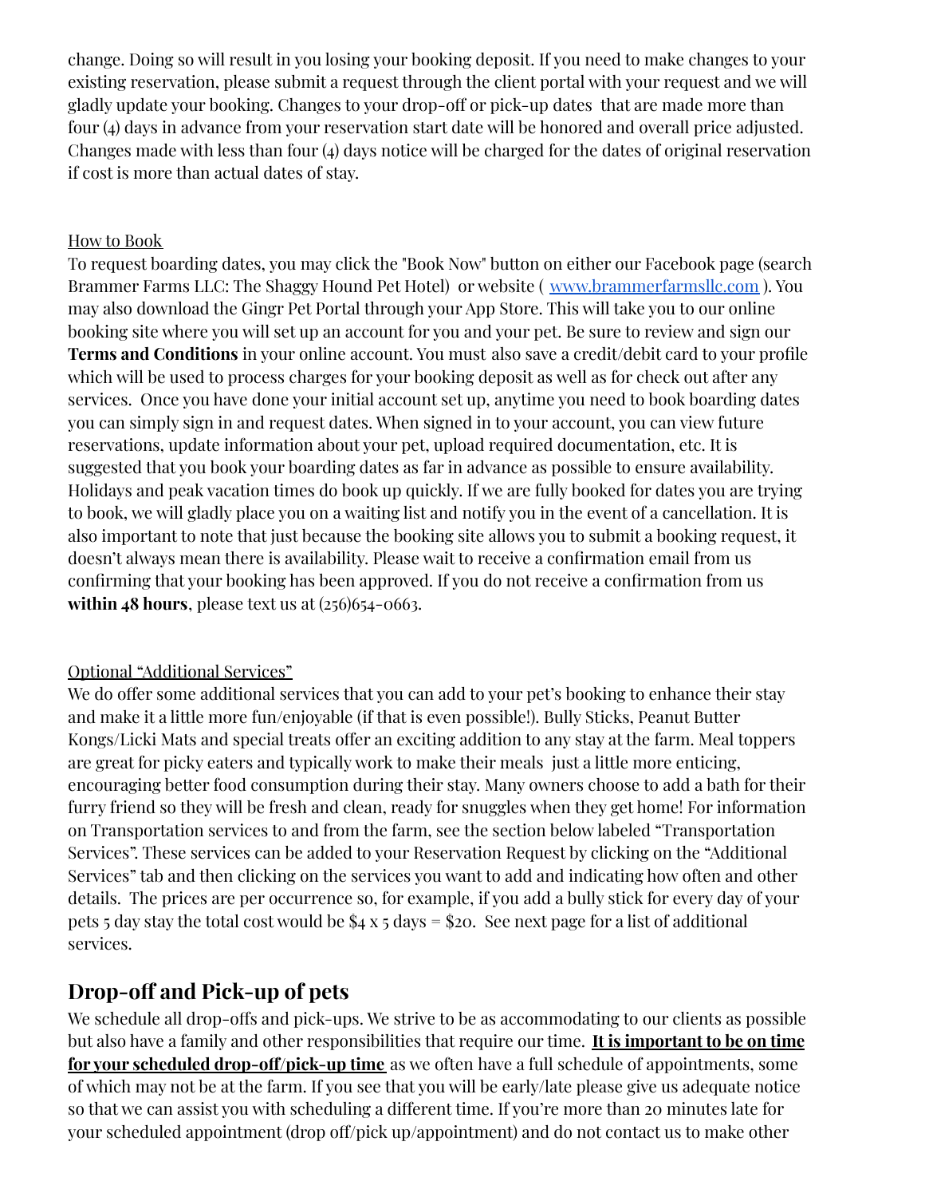change. Doing so will result in you losing your booking deposit. If you need to make changes to your existing reservation, please submit a request through the client portal with your request and we will gladly update your booking. Changes to your drop-off or pick-up dates that are made more than four (4) days in advance from your reservation start date will be honored and overall price adjusted. Changes made with less than four (4) days notice will be charged for the dates of original reservation if cost is more than actual dates of stay.

<u>How to Book</u>

To request boarding dates, you may click the "Book Now" button on either our Facebook page (search Brammer Farms LLC: The Shaggy Hound Pet Hotel) or website ( [www.brammerfarmsllc.com](http://www.brammerfarmsllc.com) ). You may also download the Gingr Pet Portal through your App Store. This will take you to our online booking site where you will set up an account for you and your pet. Be sure to review and sign our **Terms and Conditions** in your online account. You must also save a credit/debit card to your profile which will be used to process charges for your booking deposit as well as for check out after any services. Once you have done your initial account set up, anytime you need to book boarding dates you can simply sign in and request dates. When signed in to your account, you can view future reservations, update information about your pet, upload required documentation, etc. It is suggested that you book your boarding dates as far in advance as possible to ensure availability. Holidays and peak vacation times do book up quickly. If we are fully booked for dates you are trying to book, we will gladly place you on a waiting list and notify you in the event of a cancellation. It is also important to note that just because the booking site allows you to submit a booking request, it doesn't always mean there is availability. Please wait to receive a confirmation email from us confirming that your booking has been approved. If you do not receive a confirmation from us **within 48 hours**, please text us at (256)654-0663.

<u>Optional "Additional Services"</u>

We do offer some additional services that you can add to your pet's booking to enhance their stay and make it a little more fun/enjoyable (if that is even possible!). Bully Sticks, Peanut Butter Kongs/Licki Mats and special treats offer an exciting addition to any stay at the farm. Meal toppers are great for picky eaters and typically work to make their meals just a little more enticing, encouraging better food consumption during their stay. Many owners choose to add a bath for their furry friend so they will be fresh and clean, ready for snuggles when they get home! For information on Transportation services to and from the farm, see the section below labeled "Transportation Services". These services can be added to your Reservation Request by clicking on the "Additional Services" tab and then clicking on the services you want to add and indicating how often and other details. The prices are per occurrence so, for example, if you add a bully stick for every day of your pets 5 day stay the total cost would be $4 x 5 days = $20. See next page for a list of additional services.

## Drop-off and Pick-up of pets

We schedule all drop-offs and pick-ups. We strive to be as accommodating to our clients as possible but also have a family and other responsibilities that require our time. **<u>It is important to be on time for your scheduled drop-off/pick-up time</u>** as we often have a full schedule of appointments, some of which may not be at the farm. If you see that you will be early/late please give us adequate notice so that we can assist you with scheduling a different time. If you're more than 20 minutes late for your scheduled appointment (drop off/pick up/appointment) and do not contact us to make other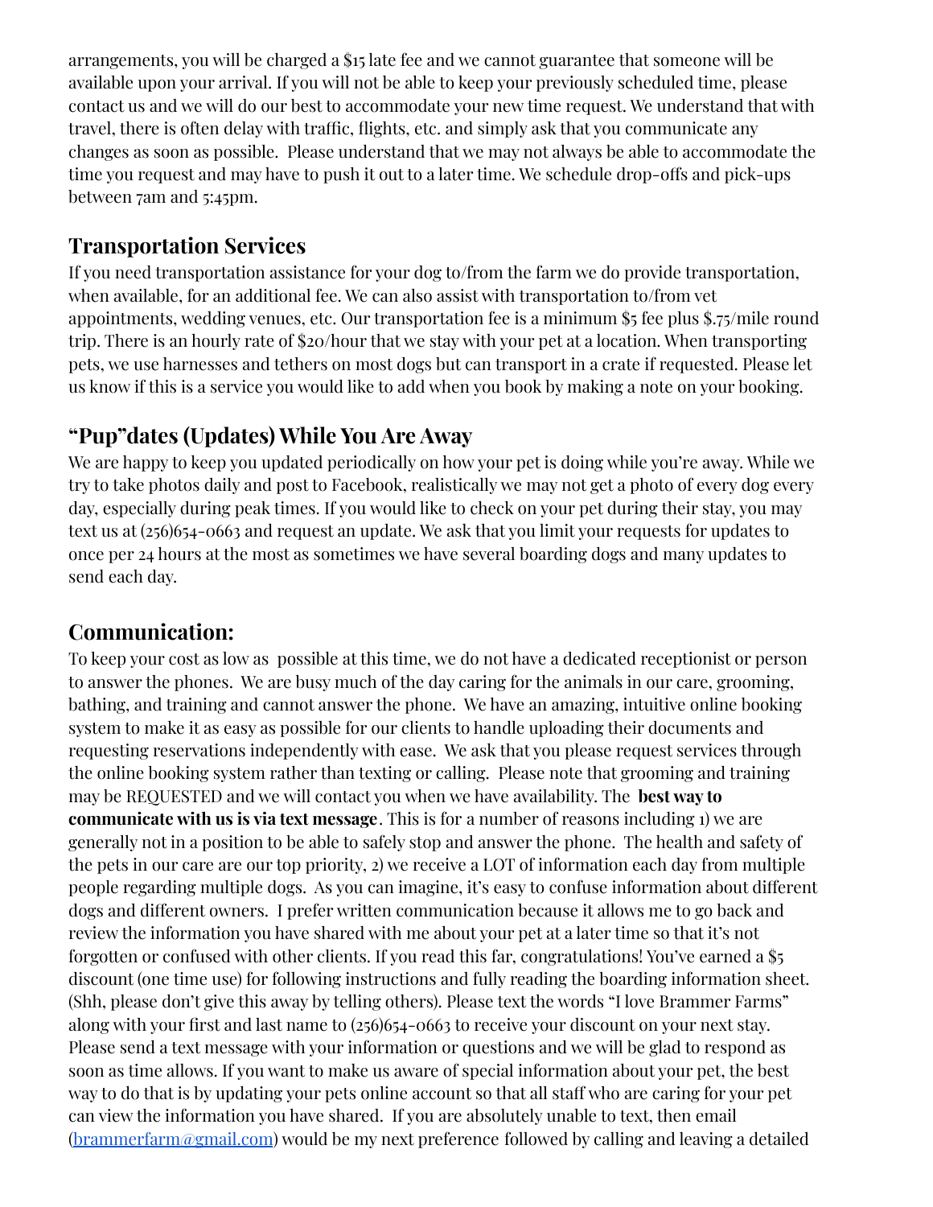arrangements, you will be charged a $15 late fee and we cannot guarantee that someone will be available upon your arrival. If you will not be able to keep your previously scheduled time, please contact us and we will do our best to accommodate your new time request. We understand that with travel, there is often delay with traffic, flights, etc. and simply ask that you communicate any changes as soon as possible. Please understand that we may not always be able to accommodate the time you request and may have to push it out to a later time. We schedule drop-offs and pick-ups between 7am and 5:45pm.

## Transportation Services

If you need transportation assistance for your dog to/from the farm we do provide transportation, when available, for an additional fee. We can also assist with transportation to/from vet appointments, wedding venues, etc. Our transportation fee is a minimum $5 fee plus $.75/mile round trip. There is an hourly rate of $20/hour that we stay with your pet at a location. When transporting pets, we use harnesses and tethers on most dogs but can transport in a crate if requested. Please let us know if this is a service you would like to add when you book by making a note on your booking.

## "Pup"dates (Updates) While You Are Away

We are happy to keep you updated periodically on how your pet is doing while you're away. While we try to take photos daily and post to Facebook, realistically we may not get a photo of every dog every day, especially during peak times. If you would like to check on your pet during their stay, you may text us at (256)654-0663 and request an update. We ask that you limit your requests for updates to once per 24 hours at the most as sometimes we have several boarding dogs and many updates to send each day.

## Communication:

To keep your cost as low as possible at this time, we do not have a dedicated receptionist or person to answer the phones. We are busy much of the day caring for the animals in our care, grooming, bathing, and training and cannot answer the phone. We have an amazing, intuitive online booking system to make it as easy as possible for our clients to handle uploading their documents and requesting reservations independently with ease. We ask that you please request services through the online booking system rather than texting or calling. Please note that grooming and training may be REQUESTED and we will contact you when we have availability. The **best way to communicate with us is via text message**. This is for a number of reasons including 1) we are generally not in a position to be able to safely stop and answer the phone. The health and safety of the pets in our care are our top priority, 2) we receive a LOT of information each day from multiple people regarding multiple dogs. As you can imagine, it's easy to confuse information about different dogs and different owners. I prefer written communication because it allows me to go back and review the information you have shared with me about your pet at a later time so that it's not forgotten or confused with other clients. If you read this far, congratulations! You've earned a $5 discount (one time use) for following instructions and fully reading the boarding information sheet. (Shh, please don't give this away by telling others). Please text the words "I love Brammer Farms" along with your first and last name to (256)654-0663 to receive your discount on your next stay. Please send a text message with your information or questions and we will be glad to respond as soon as time allows. If you want to make us aware of special information about your pet, the best way to do that is by updating your pets online account so that all staff who are caring for your pet can view the information you have shared. If you are absolutely unable to text, then email ([brammerfarm@gmail.com](mailto:brammerfarm@gmail.com)) would be my next preference followed by calling and leaving a detailed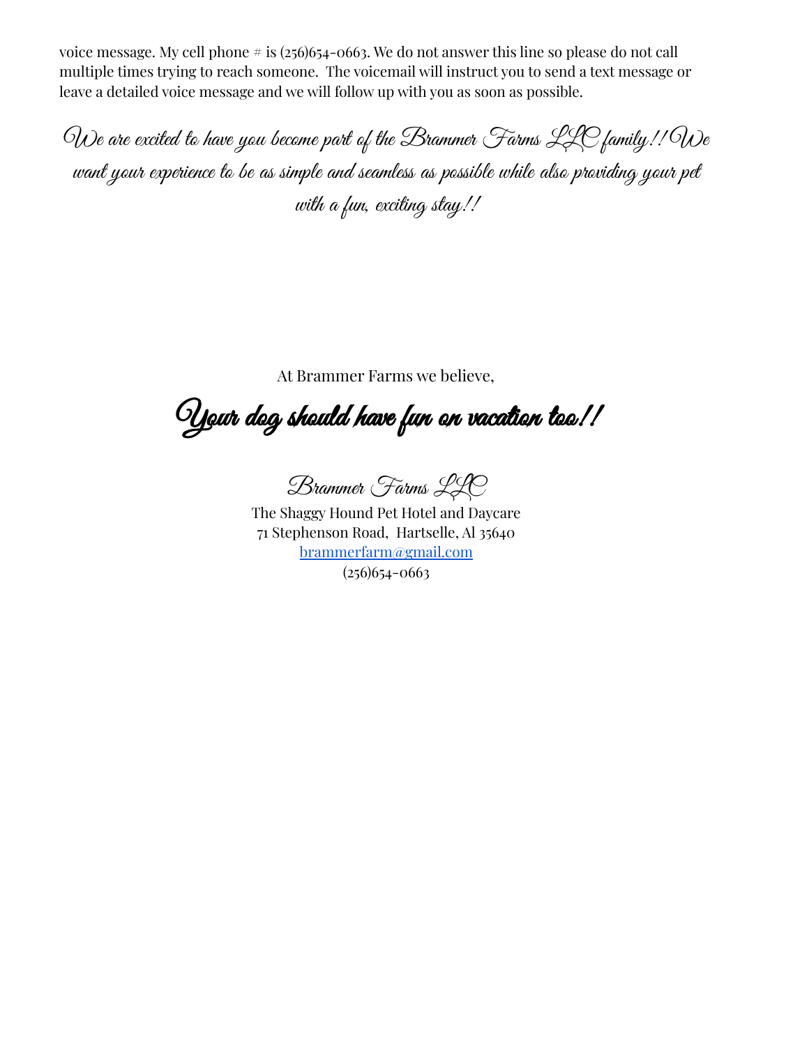voice message. My cell phone # is (256)654-0663. We do not answer this line so please do not call multiple times trying to reach someone. The voicemail will instruct you to send a text message or leave a detailed voice message and we will follow up with you as soon as possible.

*We are excited to have you become part of the Brammer Farms LLC family!! We want your experience to be as simple and seamless as possible while also providing your pet with a fun, exciting stay!!*

At Brammer Farms we believe,

***Your dog should have fun on vacation too!!***

*Brammer Farms LLC*

The Shaggy Hound Pet Hotel and Daycare
71 Stephenson Road, Hartselle, Al 35640
brammerfarm@gmail.com
(256)654-0663